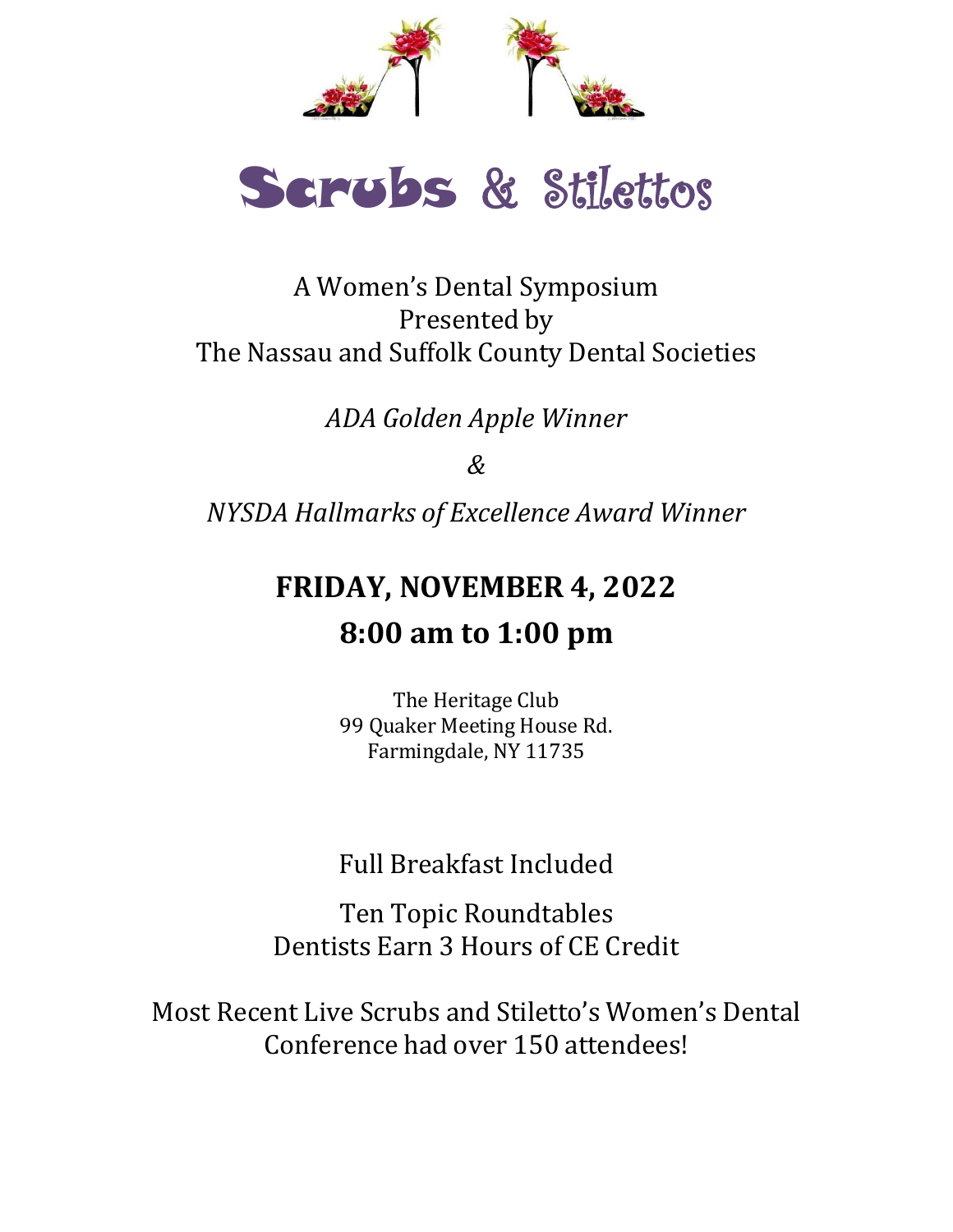# Scrubs & Stilettos

A Women's Dental Symposium
Presented by
The Nassau and Suffolk County Dental Societies

*ADA Golden Apple Winner*

*&*

*NYSDA Hallmarks of Excellence Award Winner*

## FRIDAY, NOVEMBER 4, 2022

## 8:00 am to 1:00 pm

The Heritage Club
99 Quaker Meeting House Rd.
Farmingdale, NY 11735

Full Breakfast Included

Ten Topic Roundtables
Dentists Earn 3 Hours of CE Credit

Most Recent Live Scrubs and Stiletto's Women's Dental Conference had over 150 attendees!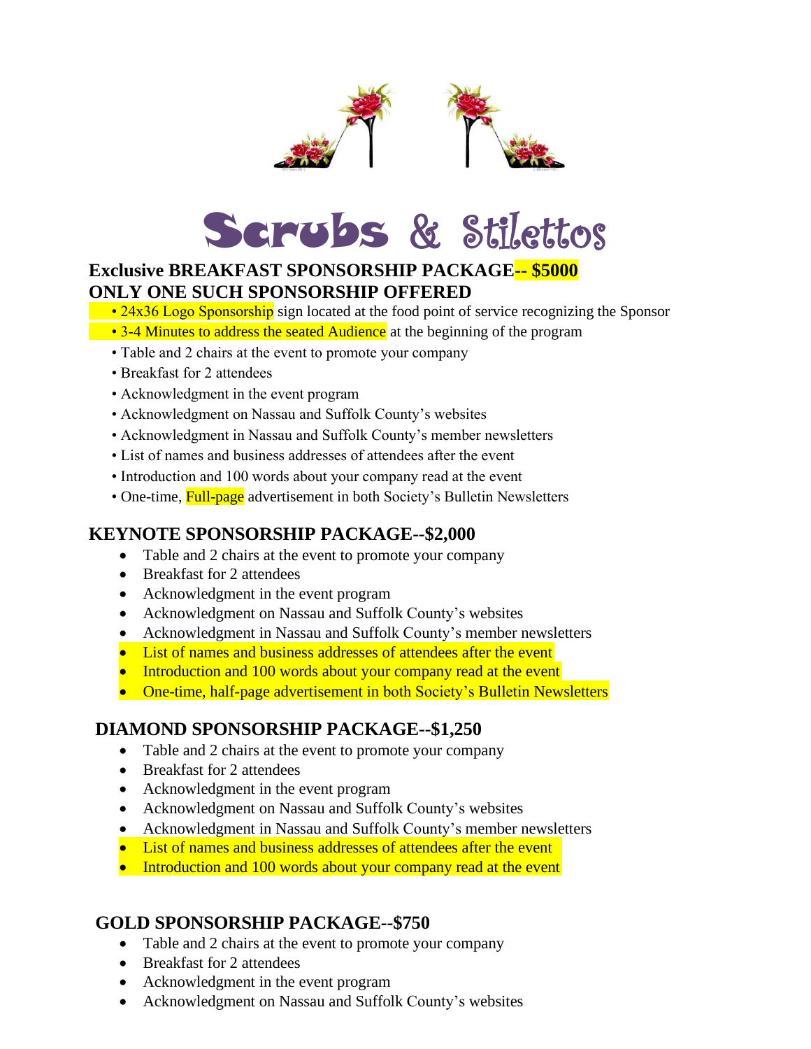# Scrubs & Stilettos

**Exclusive BREAKFAST SPONSORSHIP PACKAGE-- $5000**
**ONLY ONE SUCH SPONSORSHIP OFFERED**

- 24x36 Logo Sponsorship sign located at the food point of service recognizing the Sponsor
- 3-4 Minutes to address the seated Audience at the beginning of the program
- Table and 2 chairs at the event to promote your company
- Breakfast for 2 attendees
- Acknowledgment in the event program
- Acknowledgment on Nassau and Suffolk County's websites
- Acknowledgment in Nassau and Suffolk County's member newsletters
- List of names and business addresses of attendees after the event
- Introduction and 100 words about your company read at the event
- One-time, Full-page advertisement in both Society's Bulletin Newsletters

## KEYNOTE SPONSORSHIP PACKAGE--$2,000

- Table and 2 chairs at the event to promote your company
- Breakfast for 2 attendees
- Acknowledgment in the event program
- Acknowledgment on Nassau and Suffolk County's websites
- Acknowledgment in Nassau and Suffolk County's member newsletters
- List of names and business addresses of attendees after the event
- Introduction and 100 words about your company read at the event
- One-time, half-page advertisement in both Society's Bulletin Newsletters

## DIAMOND SPONSORSHIP PACKAGE--$1,250

- Table and 2 chairs at the event to promote your company
- Breakfast for 2 attendees
- Acknowledgment in the event program
- Acknowledgment on Nassau and Suffolk County's websites
- Acknowledgment in Nassau and Suffolk County's member newsletters
- List of names and business addresses of attendees after the event
- Introduction and 100 words about your company read at the event

## GOLD SPONSORSHIP PACKAGE--$750

- Table and 2 chairs at the event to promote your company
- Breakfast for 2 attendees
- Acknowledgment in the event program
- Acknowledgment on Nassau and Suffolk County's websites